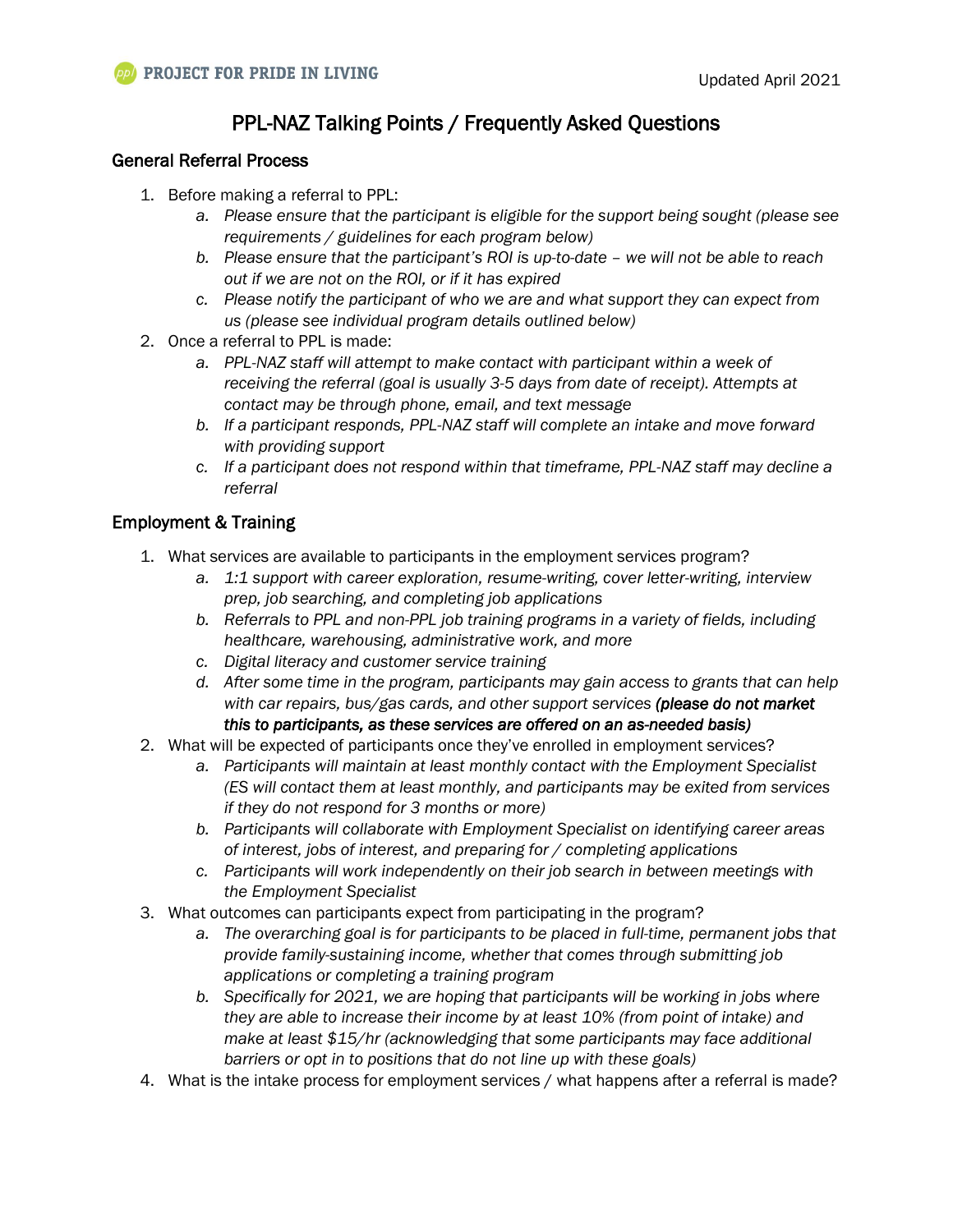PROJECT FOR PRIDE IN LIVING

Updated April 2021

# PPL-NAZ Talking Points / Frequently Asked Questions

## General Referral Process

1. Before making a referral to PPL:
    a. *Please ensure that the participant is eligible for the support being sought (please see requirements / guidelines for each program below)*
    b. *Please ensure that the participant's ROI is up-to-date – we will not be able to reach out if we are not on the ROI, or if it has expired*
    c. *Please notify the participant of who we are and what support they can expect from us (please see individual program details outlined below)*
2. Once a referral to PPL is made:
    a. *PPL-NAZ staff will attempt to make contact with participant within a week of receiving the referral (goal is usually 3-5 days from date of receipt). Attempts at contact may be through phone, email, and text message*
    b. *If a participant responds, PPL-NAZ staff will complete an intake and move forward with providing support*
    c. *If a participant does not respond within that timeframe, PPL-NAZ staff may decline a referral*

## Employment & Training

1. What services are available to participants in the employment services program?
    a. *1:1 support with career exploration, resume-writing, cover letter-writing, interview prep, job searching, and completing job applications*
    b. *Referrals to PPL and non-PPL job training programs in a variety of fields, including healthcare, warehousing, administrative work, and more*
    c. *Digital literacy and customer service training*
    d. *After some time in the program, participants may gain access to grants that can help with car repairs, bus/gas cards, and other support services* ***(please do not market this to participants, as these services are offered on an as-needed basis)***
2. What will be expected of participants once they've enrolled in employment services?
    a. *Participants will maintain at least monthly contact with the Employment Specialist (ES will contact them at least monthly, and participants may be exited from services if they do not respond for 3 months or more)*
    b. *Participants will collaborate with Employment Specialist on identifying career areas of interest, jobs of interest, and preparing for / completing applications*
    c. *Participants will work independently on their job search in between meetings with the Employment Specialist*
3. What outcomes can participants expect from participating in the program?
    a. *The overarching goal is for participants to be placed in full-time, permanent jobs that provide family-sustaining income, whether that comes through submitting job applications or completing a training program*
    b. *Specifically for 2021, we are hoping that participants will be working in jobs where they are able to increase their income by at least 10% (from point of intake) and make at least $15/hr (acknowledging that some participants may face additional barriers or opt in to positions that do not line up with these goals)*
4. What is the intake process for employment services / what happens after a referral is made?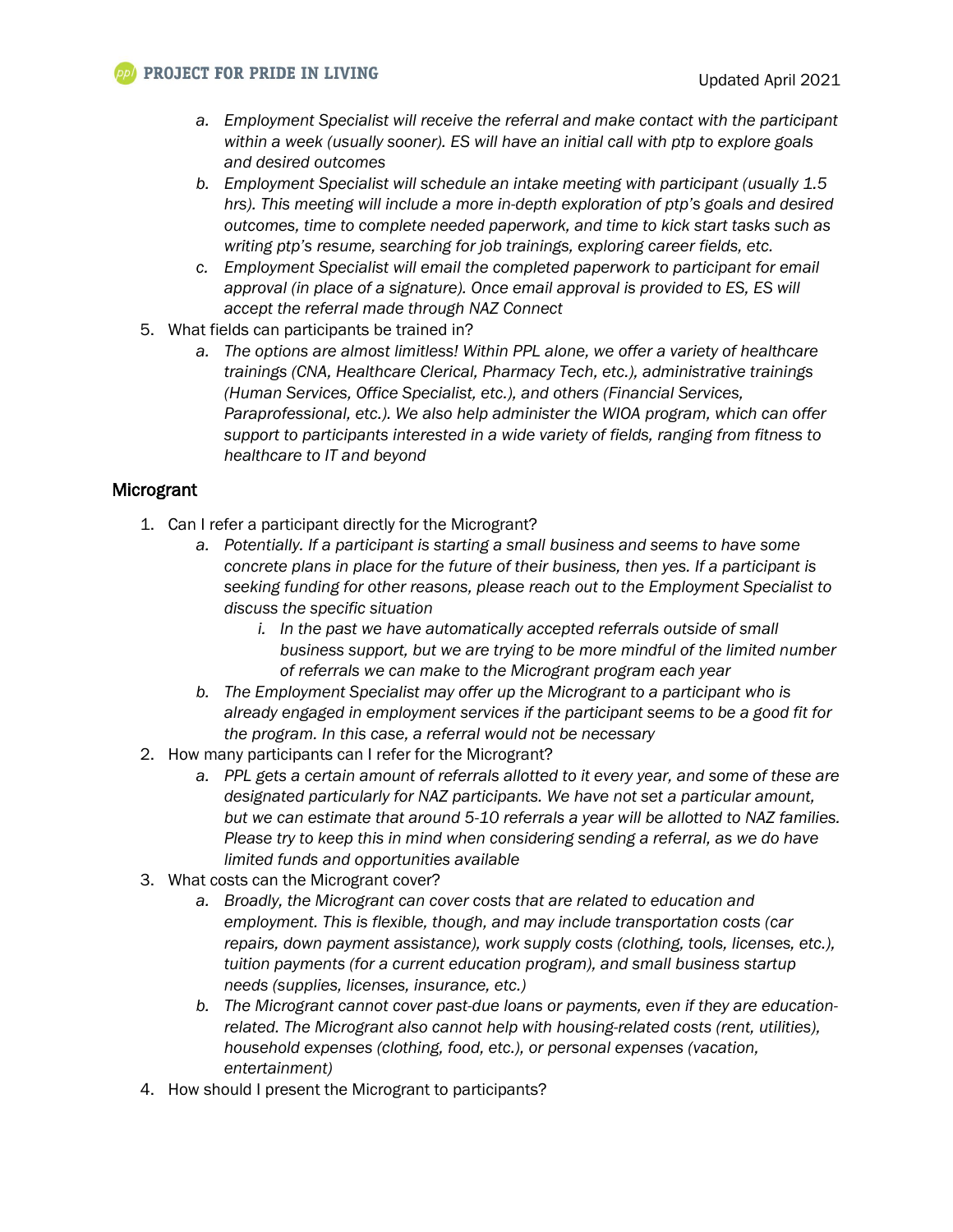a. *Employment Specialist will receive the referral and make contact with the participant within a week (usually sooner). ES will have an initial call with ptp to explore goals and desired outcomes*
   b. *Employment Specialist will schedule an intake meeting with participant (usually 1.5 hrs). This meeting will include a more in-depth exploration of ptp's goals and desired outcomes, time to complete needed paperwork, and time to kick start tasks such as writing ptp's resume, searching for job trainings, exploring career fields, etc.*
   c. *Employment Specialist will email the completed paperwork to participant for email approval (in place of a signature). Once email approval is provided to ES, ES will accept the referral made through NAZ Connect*

5. What fields can participants be trained in?
   a. *The options are almost limitless! Within PPL alone, we offer a variety of healthcare trainings (CNA, Healthcare Clerical, Pharmacy Tech, etc.), administrative trainings (Human Services, Office Specialist, etc.), and others (Financial Services, Paraprofessional, etc.). We also help administer the WIOA program, which can offer support to participants interested in a wide variety of fields, ranging from fitness to healthcare to IT and beyond*

## Microgrant

1. Can I refer a participant directly for the Microgrant?
   a. *Potentially. If a participant is starting a small business and seems to have some concrete plans in place for the future of their business, then yes. If a participant is seeking funding for other reasons, please reach out to the Employment Specialist to discuss the specific situation*
      i. *In the past we have automatically accepted referrals outside of small business support, but we are trying to be more mindful of the limited number of referrals we can make to the Microgrant program each year*
   b. *The Employment Specialist may offer up the Microgrant to a participant who is already engaged in employment services if the participant seems to be a good fit for the program. In this case, a referral would not be necessary*
2. How many participants can I refer for the Microgrant?
   a. *PPL gets a certain amount of referrals allotted to it every year, and some of these are designated particularly for NAZ participants. We have not set a particular amount, but we can estimate that around 5-10 referrals a year will be allotted to NAZ families. Please try to keep this in mind when considering sending a referral, as we do have limited funds and opportunities available*
3. What costs can the Microgrant cover?
   a. *Broadly, the Microgrant can cover costs that are related to education and employment. This is flexible, though, and may include transportation costs (car repairs, down payment assistance), work supply costs (clothing, tools, licenses, etc.), tuition payments (for a current education program), and small business startup needs (supplies, licenses, insurance, etc.)*
   b. *The Microgrant cannot cover past-due loans or payments, even if they are education-related. The Microgrant also cannot help with housing-related costs (rent, utilities), household expenses (clothing, food, etc.), or personal expenses (vacation, entertainment)*
4. How should I present the Microgrant to participants?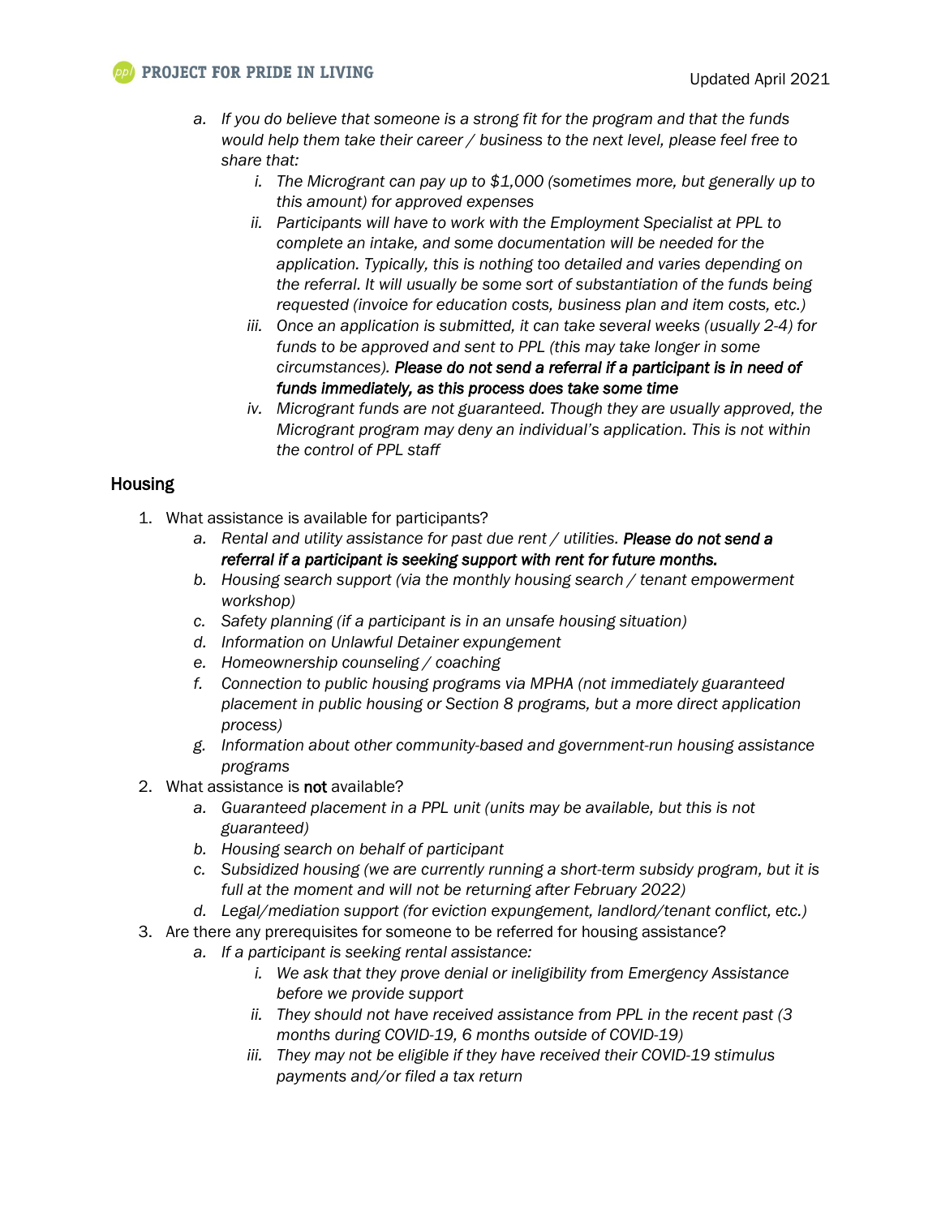a. *If you do believe that someone is a strong fit for the program and that the funds would help them take their career / business to the next level, please feel free to share that:*
      i. *The Microgrant can pay up to $1,000 (sometimes more, but generally up to this amount) for approved expenses*
      ii. *Participants will have to work with the Employment Specialist at PPL to complete an intake, and some documentation will be needed for the application. Typically, this is nothing too detailed and varies depending on the referral. It will usually be some sort of substantiation of the funds being requested (invoice for education costs, business plan and item costs, etc.)*
      iii. *Once an application is submitted, it can take several weeks (usually 2-4) for funds to be approved and sent to PPL (this may take longer in some circumstances).* ***Please do not send a referral if a participant is in need of funds immediately, as this process does take some time***
      iv. *Microgrant funds are not guaranteed. Though they are usually approved, the Microgrant program may deny an individual's application. This is not within the control of PPL staff*

## Housing

1. What assistance is available for participants?
   a. *Rental and utility assistance for past due rent / utilities.* ***Please do not send a referral if a participant is seeking support with rent for future months.***
   b. *Housing search support (via the monthly housing search / tenant empowerment workshop)*
   c. *Safety planning (if a participant is in an unsafe housing situation)*
   d. *Information on Unlawful Detainer expungement*
   e. *Homeownership counseling / coaching*
   f. *Connection to public housing programs via MPHA (not immediately guaranteed placement in public housing or Section 8 programs, but a more direct application process)*
   g. *Information about other community-based and government-run housing assistance programs*
2. What assistance is **not** available?
   a. *Guaranteed placement in a PPL unit (units may be available, but this is not guaranteed)*
   b. *Housing search on behalf of participant*
   c. *Subsidized housing (we are currently running a short-term subsidy program, but it is full at the moment and will not be returning after February 2022)*
   d. *Legal/mediation support (for eviction expungement, landlord/tenant conflict, etc.)*
3. Are there any prerequisites for someone to be referred for housing assistance?
   a. *If a participant is seeking rental assistance:*
      i. *We ask that they prove denial or ineligibility from Emergency Assistance before we provide support*
      ii. *They should not have received assistance from PPL in the recent past (3 months during COVID-19, 6 months outside of COVID-19)*
      iii. *They may not be eligible if they have received their COVID-19 stimulus payments and/or filed a tax return*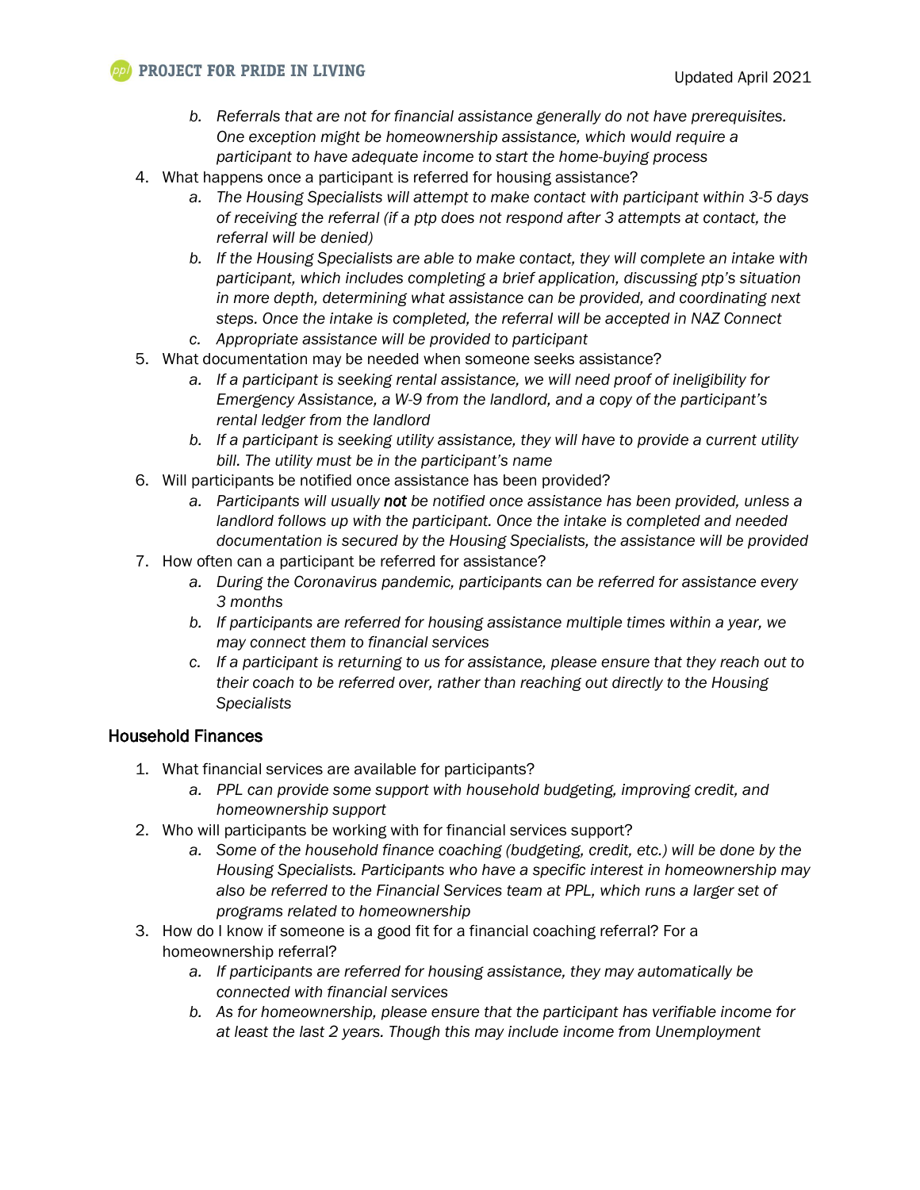- b. *Referrals that are not for financial assistance generally do not have prerequisites. One exception might be homeownership assistance, which would require a participant to have adequate income to start the home-buying process*

4. What happens once a participant is referred for housing assistance?
   - a. *The Housing Specialists will attempt to make contact with participant within 3-5 days of receiving the referral (if a ptp does not respond after 3 attempts at contact, the referral will be denied)*
   - b. *If the Housing Specialists are able to make contact, they will complete an intake with participant, which includes completing a brief application, discussing ptp's situation in more depth, determining what assistance can be provided, and coordinating next steps. Once the intake is completed, the referral will be accepted in NAZ Connect*
   - c. *Appropriate assistance will be provided to participant*
5. What documentation may be needed when someone seeks assistance?
   - a. *If a participant is seeking rental assistance, we will need proof of ineligibility for Emergency Assistance, a W-9 from the landlord, and a copy of the participant's rental ledger from the landlord*
   - b. *If a participant is seeking utility assistance, they will have to provide a current utility bill. The utility must be in the participant's name*
6. Will participants be notified once assistance has been provided?
   - a. *Participants will usually* ***not*** *be notified once assistance has been provided, unless a landlord follows up with the participant. Once the intake is completed and needed documentation is secured by the Housing Specialists, the assistance will be provided*
7. How often can a participant be referred for assistance?
   - a. *During the Coronavirus pandemic, participants can be referred for assistance every 3 months*
   - b. *If participants are referred for housing assistance multiple times within a year, we may connect them to financial services*
   - c. *If a participant is returning to us for assistance, please ensure that they reach out to their coach to be referred over, rather than reaching out directly to the Housing Specialists*

## Household Finances

1. What financial services are available for participants?
   - a. *PPL can provide some support with household budgeting, improving credit, and homeownership support*
2. Who will participants be working with for financial services support?
   - a. *Some of the household finance coaching (budgeting, credit, etc.) will be done by the Housing Specialists. Participants who have a specific interest in homeownership may also be referred to the Financial Services team at PPL, which runs a larger set of programs related to homeownership*
3. How do I know if someone is a good fit for a financial coaching referral? For a homeownership referral?
   - a. *If participants are referred for housing assistance, they may automatically be connected with financial services*
   - b. *As for homeownership, please ensure that the participant has verifiable income for at least the last 2 years. Though this may include income from Unemployment*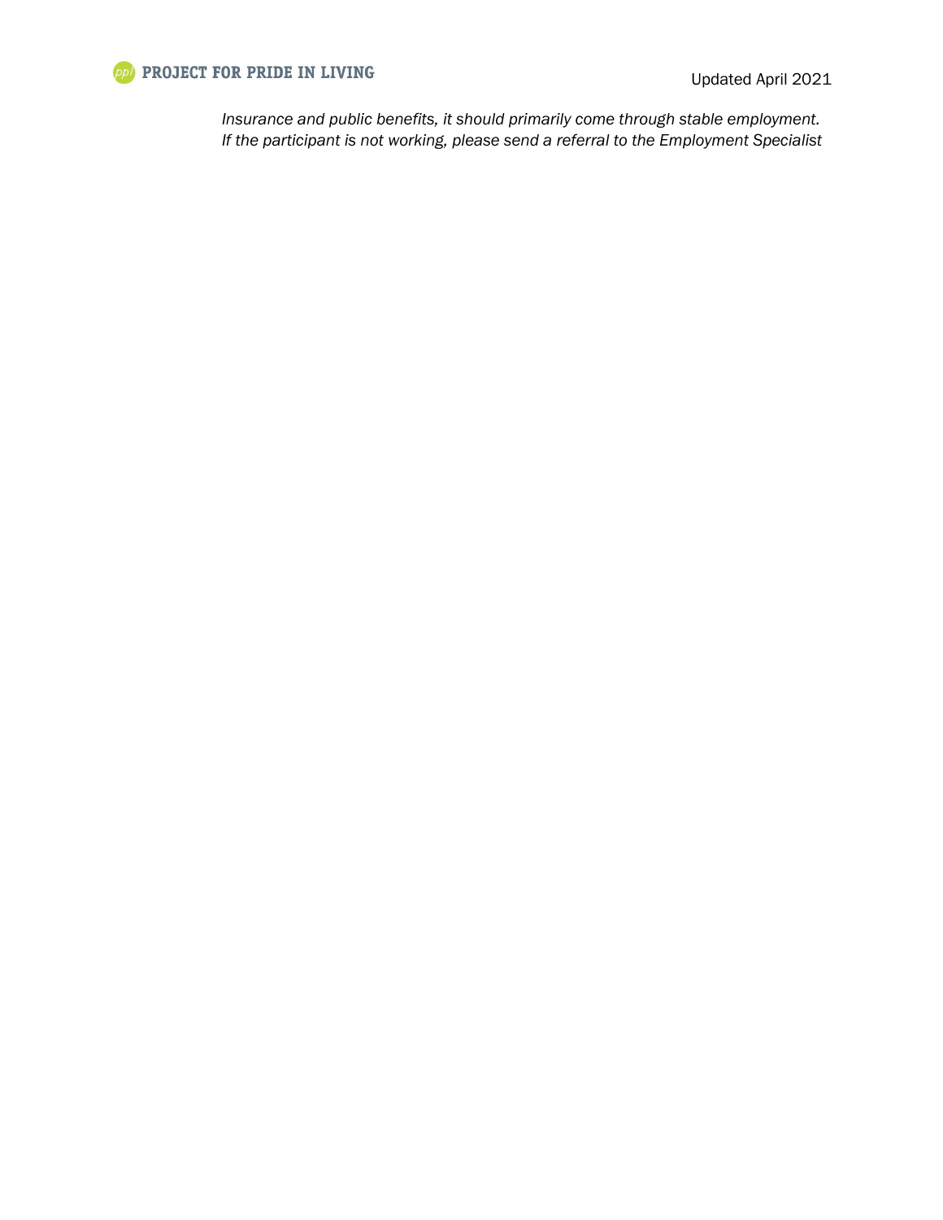*Insurance and public benefits, it should primarily come through stable employment. If the participant is not working, please send a referral to the Employment Specialist*